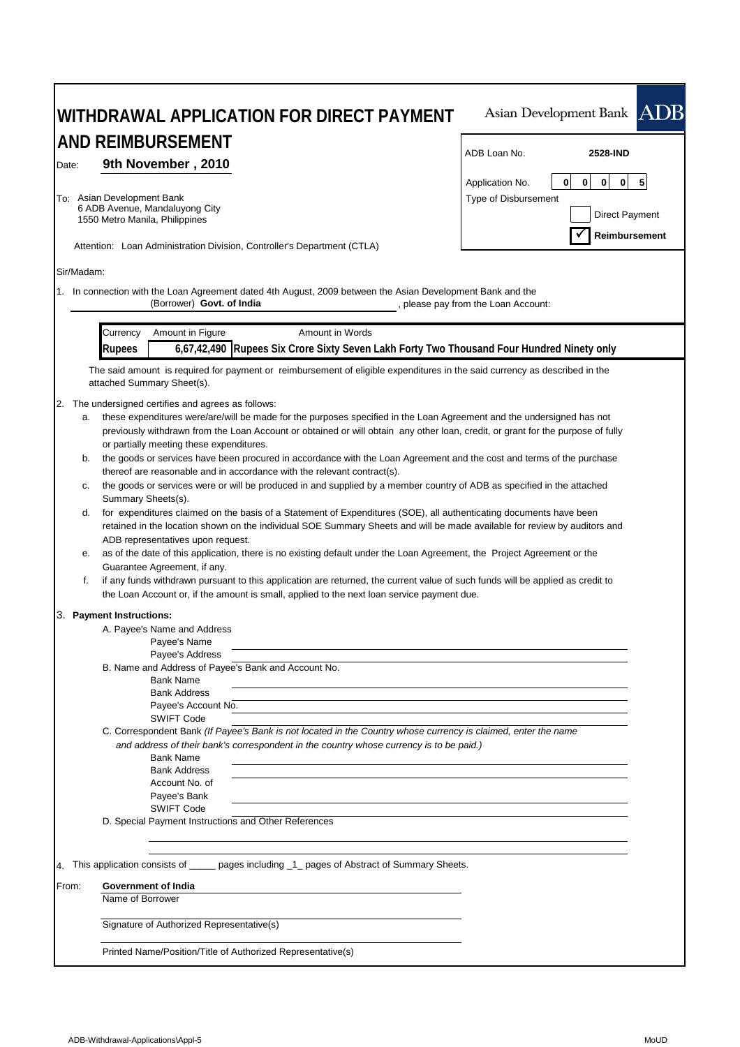# WITHDRAWAL APPLICATION FOR DIRECT PAYMENT AND REIMBURSEMENT

Asian Development Bank **ADB**

| | |
|---|---|
| ADB Loan No. | **2528-IND** |
| Application No. | 0 0 0 0 5 |
| Type of Disbursement | ☐ Direct Payment |
| | ☑ **Reimbursement** |

Date: **9th November , 2010**

To: Asian Development Bank
6 ADB Avenue, Mandaluyong City
1550 Metro Manila, Philippines

Attention: Loan Administration Division, Controller's Department (CTLA)

Sir/Madam:

1. In connection with the Loan Agreement dated 4th August, 2009 between the Asian Development Bank and the (Borrower) **Govt. of India**, please pay from the Loan Account:

| Currency | Amount in Figure | Amount in Words |
|---|---|---|
| **Rupees** | **6,67,42,490** | **Rupees Six Crore Sixty Seven Lakh Forty Two Thousand Four Hundred Ninety only** |

The said amount is required for payment or reimbursement of eligible expenditures in the said currency as described in the attached Summary Sheet(s).

2. The undersigned certifies and agrees as follows:
   a. these expenditures were/are/will be made for the purposes specified in the Loan Agreement and the undersigned has not previously withdrawn from the Loan Account or obtained or will obtain any other loan, credit, or grant for the purpose of fully or partially meeting these expenditures.
   b. the goods or services have been procured in accordance with the Loan Agreement and the cost and terms of the purchase thereof are reasonable and in accordance with the relevant contract(s).
   c. the goods or services were or will be produced in and supplied by a member country of ADB as specified in the attached Summary Sheets(s).
   d. for expenditures claimed on the basis of a Statement of Expenditures (SOE), all authenticating documents have been retained in the location shown on the individual SOE Summary Sheets and will be made available for review by auditors and ADB representatives upon request.
   e. as of the date of this application, there is no existing default under the Loan Agreement, the Project Agreement or the Guarantee Agreement, if any.
   f. if any funds withdrawn pursuant to this application are returned, the current value of such funds will be applied as credit to the Loan Account or, if the amount is small, applied to the next loan service payment due.

3. **Payment Instructions:**

   A. Payee's Name and Address
   - Payee's Name
   - Payee's Address

   B. Name and Address of Payee's Bank and Account No.
   - Bank Name
   - Bank Address
   - Payee's Account No.
   - SWIFT Code

   C. Correspondent Bank *(If Payee's Bank is not located in the Country whose currency is claimed, enter the name and address of their bank's correspondent in the country whose currency is to be paid.)*
   - Bank Name
   - Bank Address
   - Account No. of Payee's Bank
   - SWIFT Code

   D. Special Payment Instructions and Other References

4. This application consists of _____ pages including _1_ pages of Abstract of Summary Sheets.

From: **Government of India**
Name of Borrower

Signature of Authorized Representative(s)

Printed Name/Position/Title of Authorized Representative(s)

ADB-Withdrawal-Applications\Appl-5 MoUD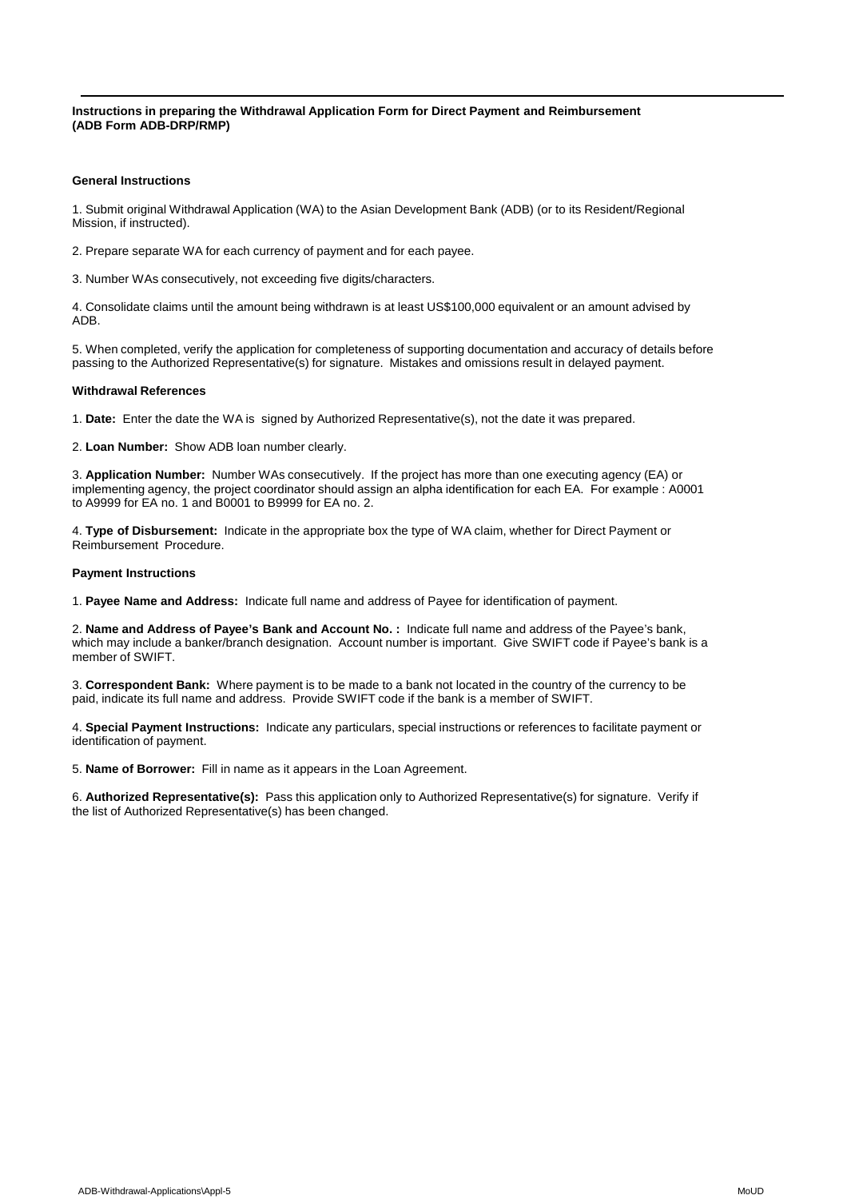**Instructions in preparing the Withdrawal Application Form for Direct Payment and Reimbursement (ADB Form ADB-DRP/RMP)**

**General Instructions**

1. Submit original Withdrawal Application (WA) to the Asian Development Bank (ADB) (or to its Resident/Regional Mission, if instructed).

2. Prepare separate WA for each currency of payment and for each payee.

3. Number WAs consecutively, not exceeding five digits/characters.

4. Consolidate claims until the amount being withdrawn is at least US$100,000 equivalent or an amount advised by ADB.

5. When completed, verify the application for completeness of supporting documentation and accuracy of details before passing to the Authorized Representative(s) for signature. Mistakes and omissions result in delayed payment.

**Withdrawal References**

1. **Date:** Enter the date the WA is signed by Authorized Representative(s), not the date it was prepared.

2. **Loan Number:** Show ADB loan number clearly.

3. **Application Number:** Number WAs consecutively. If the project has more than one executing agency (EA) or implementing agency, the project coordinator should assign an alpha identification for each EA. For example : A0001 to A9999 for EA no. 1 and B0001 to B9999 for EA no. 2.

4. **Type of Disbursement:** Indicate in the appropriate box the type of WA claim, whether for Direct Payment or Reimbursement Procedure.

**Payment Instructions**

1. **Payee Name and Address:** Indicate full name and address of Payee for identification of payment.

2. **Name and Address of Payee's Bank and Account No. :** Indicate full name and address of the Payee's bank, which may include a banker/branch designation. Account number is important. Give SWIFT code if Payee's bank is a member of SWIFT.

3. **Correspondent Bank:** Where payment is to be made to a bank not located in the country of the currency to be paid, indicate its full name and address. Provide SWIFT code if the bank is a member of SWIFT.

4. **Special Payment Instructions:** Indicate any particulars, special instructions or references to facilitate payment or identification of payment.

5. **Name of Borrower:** Fill in name as it appears in the Loan Agreement.

6. **Authorized Representative(s):** Pass this application only to Authorized Representative(s) for signature. Verify if the list of Authorized Representative(s) has been changed.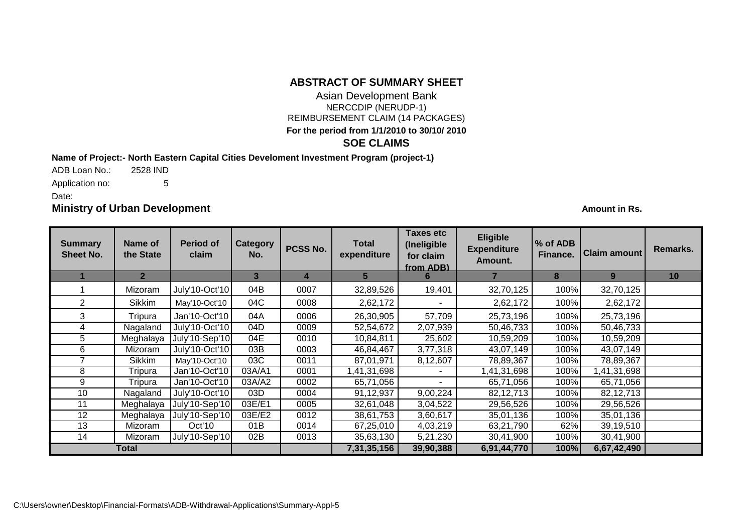## ABSTRACT OF SUMMARY SHEET

Asian Development Bank

NERCCDIP (NERUDP-1)

REIMBURSEMENT CLAIM (14 PACKAGES)

**For the period from 1/1/2010 to 30/10/ 2010**

**SOE CLAIMS**

**Name of Project:- North Eastern Capital Cities Develoment Investment Program (project-1)**

ADB Loan No.: 2528 IND

Application no: 5

Date:

**Ministry of Urban Development** **Amount in Rs.**

| Summary Sheet No. | Name of the State | Period of claim | Category No. | PCSS No. | Total expenditure | Taxes etc (Ineligible for claim from ADB) | Eligible Expenditure Amount. | % of ADB Finance. | Claim amount | Remarks. |
|---|---|---|---|---|---|---|---|---|---|---|
| **1** | **2** | | **3** | **4** | **5** | **6** | **7** | **8** | **9** | **10** |
| 1 | Mizoram | July'10-Oct'10 | 04B | 0007 | 32,89,526 | 19,401 | 32,70,125 | 100% | 32,70,125 | |
| 2 | Sikkim | May'10-Oct'10 | 04C | 0008 | 2,62,172 | - | 2,62,172 | 100% | 2,62,172 | |
| 3 | Tripura | Jan'10-Oct'10 | 04A | 0006 | 26,30,905 | 57,709 | 25,73,196 | 100% | 25,73,196 | |
| 4 | Nagaland | July'10-Oct'10 | 04D | 0009 | 52,54,672 | 2,07,939 | 50,46,733 | 100% | 50,46,733 | |
| 5 | Meghalaya | July'10-Sep'10 | 04E | 0010 | 10,84,811 | 25,602 | 10,59,209 | 100% | 10,59,209 | |
| 6 | Mizoram | July'10-Oct'10 | 03B | 0003 | 46,84,467 | 3,77,318 | 43,07,149 | 100% | 43,07,149 | |
| 7 | Sikkim | May'10-Oct'10 | 03C | 0011 | 87,01,971 | 8,12,607 | 78,89,367 | 100% | 78,89,367 | |
| 8 | Tripura | Jan'10-Oct'10 | 03A/A1 | 0001 | 1,41,31,698 | - | 1,41,31,698 | 100% | 1,41,31,698 | |
| 9 | Tripura | Jan'10-Oct'10 | 03A/A2 | 0002 | 65,71,056 | - | 65,71,056 | 100% | 65,71,056 | |
| 10 | Nagaland | July'10-Oct'10 | 03D | 0004 | 91,12,937 | 9,00,224 | 82,12,713 | 100% | 82,12,713 | |
| 11 | Meghalaya | July'10-Sep'10 | 03E/E1 | 0005 | 32,61,048 | 3,04,522 | 29,56,526 | 100% | 29,56,526 | |
| 12 | Meghalaya | July'10-Sep'10 | 03E/E2 | 0012 | 38,61,753 | 3,60,617 | 35,01,136 | 100% | 35,01,136 | |
| 13 | Mizoram | Oct'10 | 01B | 0014 | 67,25,010 | 4,03,219 | 63,21,790 | 62% | 39,19,510 | |
| 14 | Mizoram | July'10-Sep'10 | 02B | 0013 | 35,63,130 | 5,21,230 | 30,41,900 | 100% | 30,41,900 | |
| **Total** | | | | | **7,31,35,156** | **39,90,388** | **6,91,44,770** | **100%** | **6,67,42,490** | |

C:\Users\owner\Desktop\Financial-Formats\ADB-Withdrawal-Applications\Summary-Appl-5